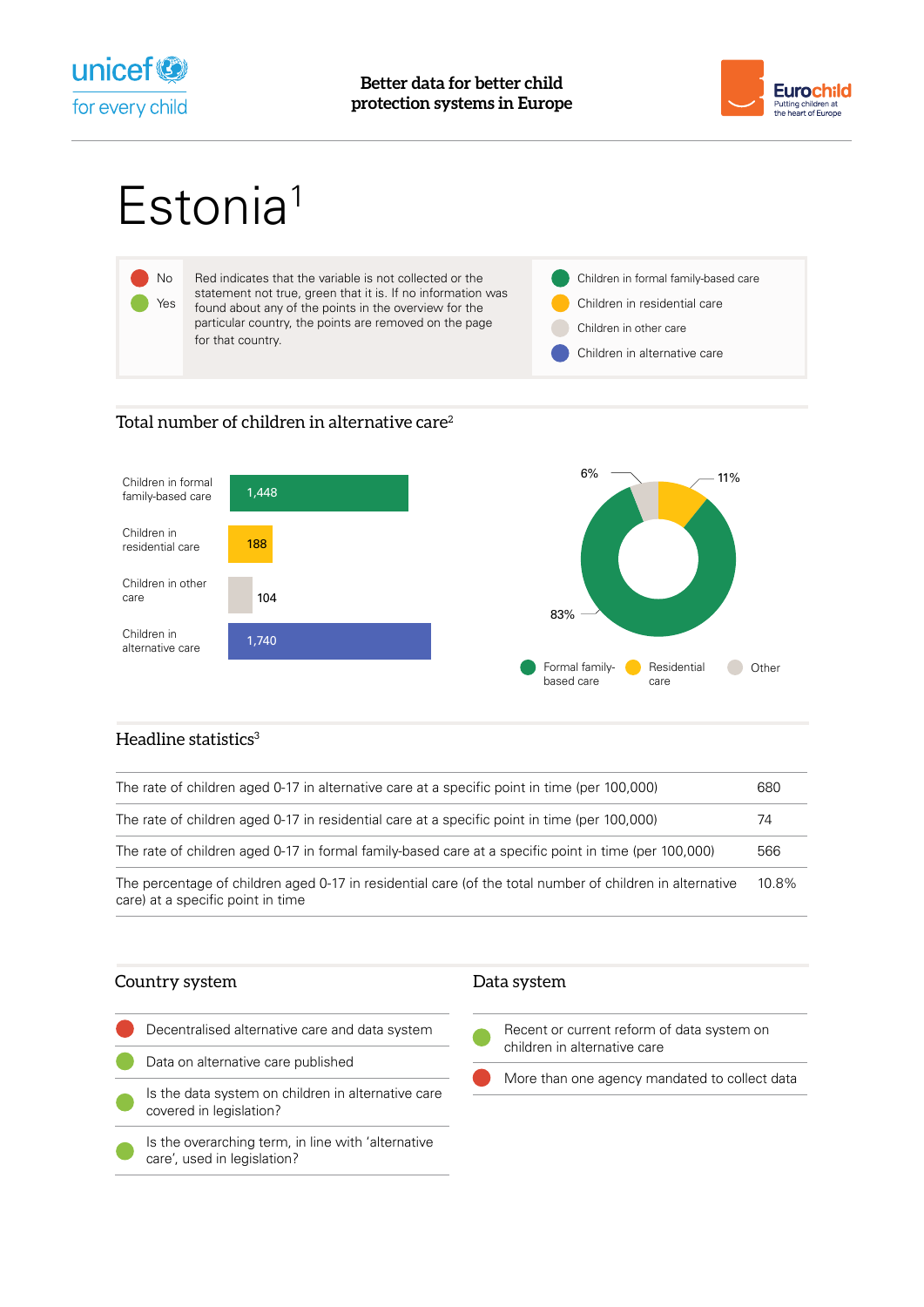# Estonia[1]

| | |
|---|---|
| 🔴 No | Red indicates that the variable is not collected or the statement not true, green that it is. If no information was found about any of the points in the overview for the particular country, the points are removed on the page for that country. |
| 🟢 Yes | |

- Children in formal family-based care
- Children in residential care
- Children in other care
- Children in alternative care

## Total number of children in alternative care[2]

| Category | Number |
|---|---|
| Children in formal family-based care | 1,448 |
| Children in residential care | 188 |
| Children in other care | 104 |
| Children in alternative care | 1,740 |

| Category | Share |
|---|---|
| Formal family-based care | 83% |
| Residential care | 11% |
| Other | 6% |

## Headline statistics[3]

| | |
|---|---|
| The rate of children aged 0-17 in alternative care at a specific point in time (per 100,000) | 680 |
| The rate of children aged 0-17 in residential care at a specific point in time (per 100,000) | 74 |
| The rate of children aged 0-17 in formal family-based care at a specific point in time (per 100,000) | 566 |
| The percentage of children aged 0-17 in residential care (of the total number of children in alternative care) at a specific point in time | 10.8% |

## Country system

| | |
|---|---|
| No | Decentralised alternative care and data system |
| Yes | Data on alternative care published |
| Yes | Is the data system on children in alternative care covered in legislation? |
| Yes | Is the overarching term, in line with 'alternative care', used in legislation? |

## Data system

| | |
|---|---|
| Yes | Recent or current reform of data system on children in alternative care |
| No | More than one agency mandated to collect data |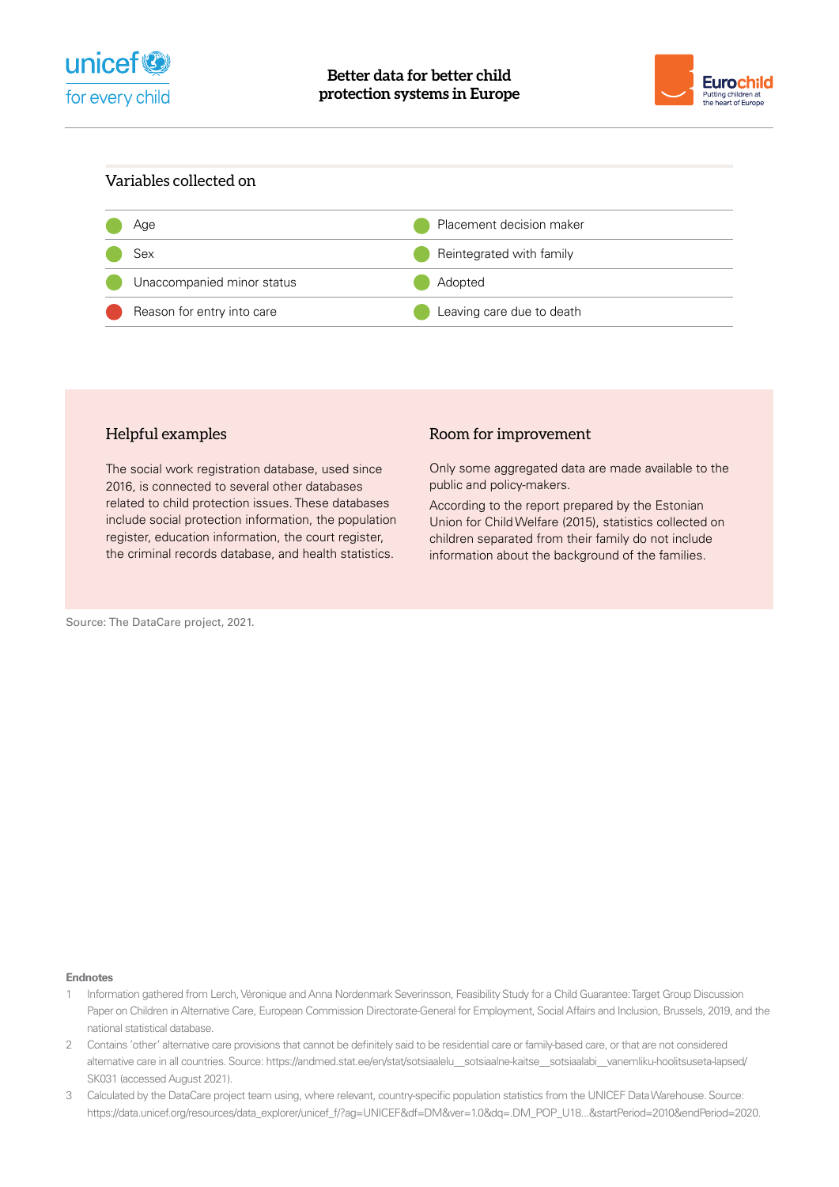## Variables collected on

| | |
|---|---|
| ● Age | ● Placement decision maker |
| ● Sex | ● Reintegrated with family |
| ● Unaccompanied minor status | ● Adopted |
| ● Reason for entry into care | ● Leaving care due to death |

### Helpful examples

The social work registration database, used since 2016, is connected to several other databases related to child protection issues. These databases include social protection information, the population register, education information, the court register, the criminal records database, and health statistics.

### Room for improvement

Only some aggregated data are made available to the public and policy-makers.

According to the report prepared by the Estonian Union for Child Welfare (2015), statistics collected on children separated from their family do not include information about the background of the families.

Source: The DataCare project, 2021.

**Endnotes**

1. Information gathered from Lerch, Véronique and Anna Nordenmark Severinsson, Feasibility Study for a Child Guarantee: Target Group Discussion Paper on Children in Alternative Care, European Commission Directorate-General for Employment, Social Affairs and Inclusion, Brussels, 2019, and the national statistical database.
2. Contains 'other' alternative care provisions that cannot be definitely said to be residential care or family-based care, or that are not considered alternative care in all countries. Source: https://andmed.stat.ee/en/stat/sotsiaalelu__sotsiaalne-kaitse__sotsiaalabi__vanemliku-hoolitsuseta-lapsed/SK031 (accessed August 2021).
3. Calculated by the DataCare project team using, where relevant, country-specific population statistics from the UNICEF Data Warehouse. Source: https://data.unicef.org/resources/data_explorer/unicef_f/?ag=UNICEF&df=DM&ver=1.0&dq=.DM_POP_U18...&startPeriod=2010&endPeriod=2020.